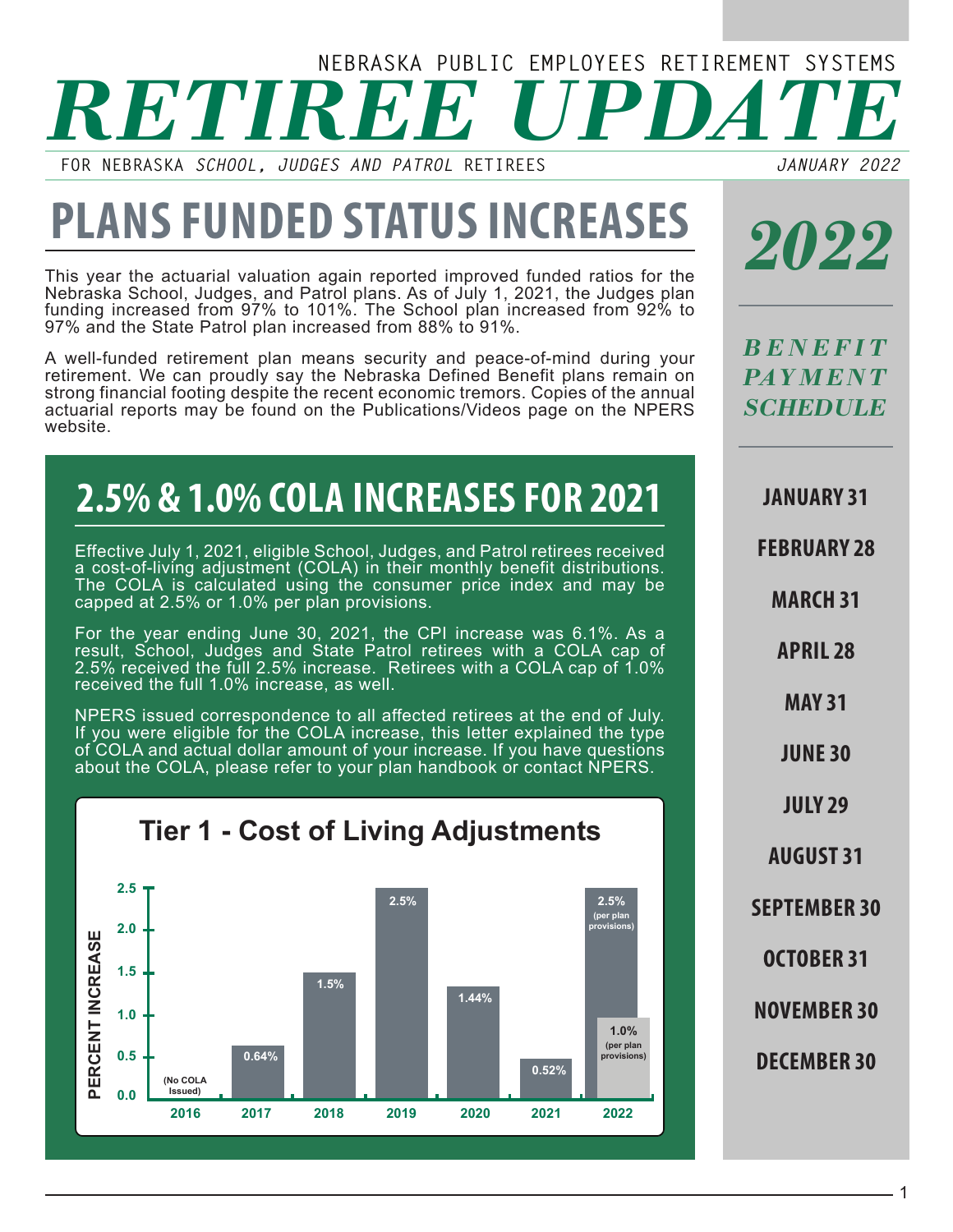NEBRASKA PUBLIC EMPLOYEES RETIREMENT SYSTEMS

# RETIREE UPDATE

FOR NEBRASKA *SCHOOL, JUDGES AND PATROL* RETIREES *JANUARY 2022*

## PLANS FUNDED STATUS INCREASES

This year the actuarial valuation again reported improved funded ratios for the Nebraska School, Judges, and Patrol plans. As of July 1, 2021, the Judges plan funding increased from 97% to 101%. The School plan increased from 92% to 97% and the State Patrol plan increased from 88% to 91%.

A well-funded retirement plan means security and peace-of-mind during your retirement. We can proudly say the Nebraska Defined Benefit plans remain on strong financial footing despite the recent economic tremors. Copies of the annual actuarial reports may be found on the Publications/Videos page on the NPERS website.

## 2.5% & 1.0% COLA INCREASES FOR 2021

Effective July 1, 2021, eligible School, Judges, and Patrol retirees received a cost-of-living adjustment (COLA) in their monthly benefit distributions. The COLA is calculated using the consumer price index and may be capped at 2.5% or 1.0% per plan provisions.

For the year ending June 30, 2021, the CPI increase was 6.1%. As a result, School, Judges and State Patrol retirees with a COLA cap of 2.5% received the full 2.5% increase. Retirees with a COLA cap of 1.0% received the full 1.0% increase, as well.

NPERS issued correspondence to all affected retirees at the end of July. If you were eligible for the COLA increase, this letter explained the type of COLA and actual dollar amount of your increase. If you have questions about the COLA, please refer to your plan handbook or contact NPERS.

**Tier 1 - Cost of Living Adjustments**

| Year | Percent Increase |
| --- | --- |
| 2016 | (No COLA Issued) |
| 2017 | 0.64% |
| 2018 | 1.5% |
| 2019 | 2.5% |
| 2020 | 1.44% |
| 2021 | 0.52% |
| 2022 | 2.5% (per plan provisions); 1.0% (per plan provisions) |

## 2022

### BENEFIT PAYMENT SCHEDULE

- JANUARY 31
- FEBRUARY 28
- MARCH 31
- APRIL 28
- MAY 31
- JUNE 30
- JULY 29
- AUGUST 31
- SEPTEMBER 30
- OCTOBER 31
- NOVEMBER 30
- DECEMBER 30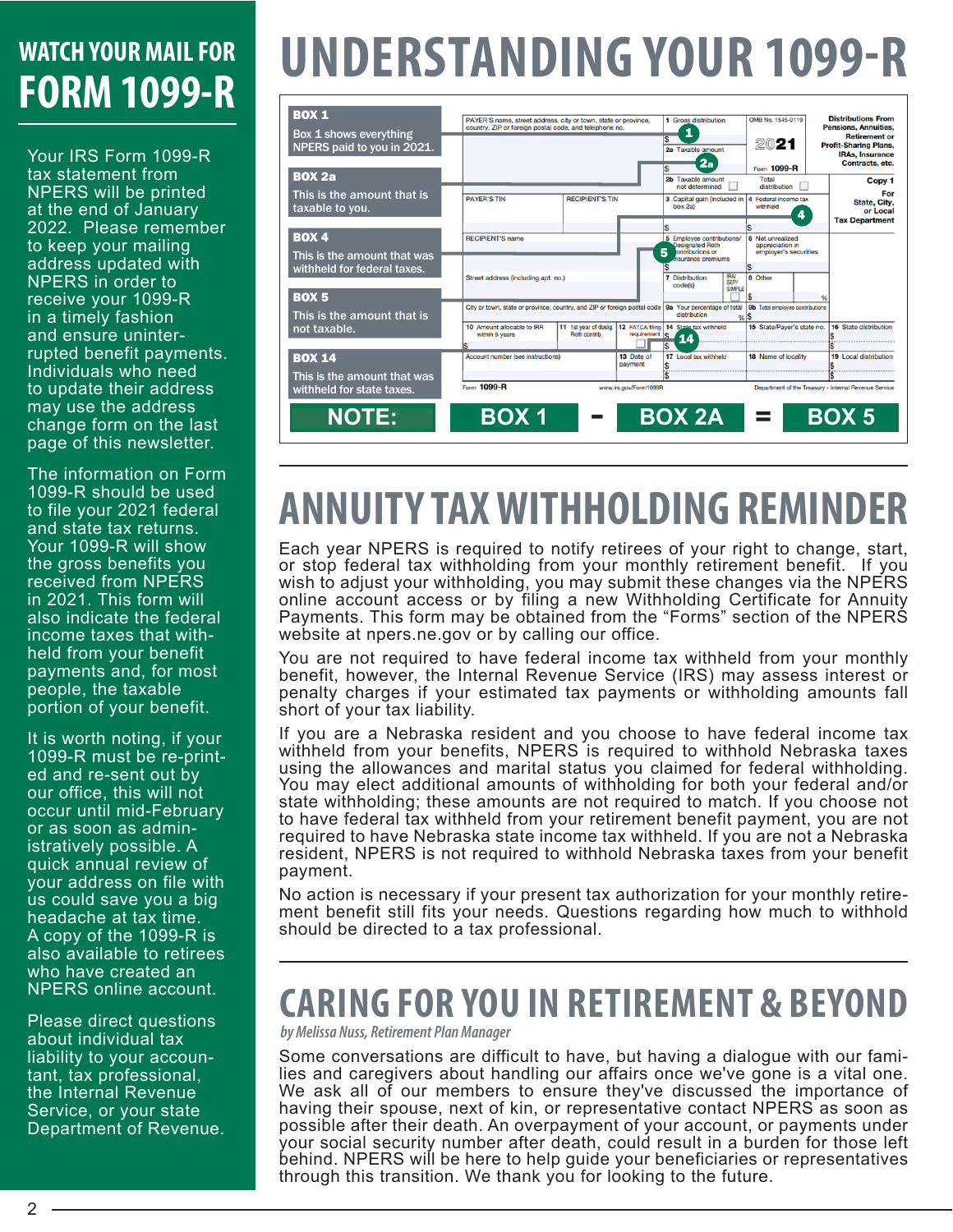## WATCH YOUR MAIL FOR FORM 1099-R

Your IRS Form 1099-R tax statement from NPERS will be printed at the end of January 2022. Please remember to keep your mailing address updated with NPERS in order to receive your 1099-R in a timely fashion and ensure uninterrupted benefit payments. Individuals who need to update their address may use the address change form on the last page of this newsletter.

The information on Form 1099-R should be used to file your 2021 federal and state tax returns. Your 1099-R will show the gross benefits you received from NPERS in 2021. This form will also indicate the federal income taxes that withheld from your benefit payments and, for most people, the taxable portion of your benefit.

It is worth noting, if your 1099-R must be re-printed and re-sent out by our office, this will not occur until mid-February or as soon as administratively possible. A quick annual review of your address on file with us could save you a big headache at tax time. A copy of the 1099-R is also available to retirees who have created an NPERS online account.

Please direct questions about individual tax liability to your accountant, tax professional, the Internal Revenue Service, or your state Department of Revenue.

# UNDERSTANDING YOUR 1099-R

**BOX 1**
Box 1 shows everything NPERS paid to you in 2021.

**BOX 2a**
This is the amount that is taxable to you.

**BOX 4**
This is the amount that was withheld for federal taxes.

**BOX 5**
This is the amount that is not taxable.

**BOX 14**
This is the amount that was withheld for state taxes.

**NOTE: BOX 1 - BOX 2A = BOX 5**

# ANNUITY TAX WITHHOLDING REMINDER

Each year NPERS is required to notify retirees of your right to change, start, or stop federal tax withholding from your monthly retirement benefit. If you wish to adjust your withholding, you may submit these changes via the NPERS online account access or by filing a new Withholding Certificate for Annuity Payments. This form may be obtained from the "Forms" section of the NPERS website at npers.ne.gov or by calling our office.

You are not required to have federal income tax withheld from your monthly benefit, however, the Internal Revenue Service (IRS) may assess interest or penalty charges if your estimated tax payments or withholding amounts fall short of your tax liability.

If you are a Nebraska resident and you choose to have federal income tax withheld from your benefits, NPERS is required to withhold Nebraska taxes using the allowances and marital status you claimed for federal withholding. You may elect additional amounts of withholding for both your federal and/or state withholding; these amounts are not required to match. If you choose not to have federal tax withheld from your retirement benefit payment, you are not required to have Nebraska state income tax withheld. If you are not a Nebraska resident, NPERS is not required to withhold Nebraska taxes from your benefit payment.

No action is necessary if your present tax authorization for your monthly retirement benefit still fits your needs. Questions regarding how much to withhold should be directed to a tax professional.

# CARING FOR YOU IN RETIREMENT & BEYOND

*by Melissa Nuss, Retirement Plan Manager*

Some conversations are difficult to have, but having a dialogue with our families and caregivers about handling our affairs once we've gone is a vital one. We ask all of our members to ensure they've discussed the importance of having their spouse, next of kin, or representative contact NPERS as soon as possible after their death. An overpayment of your account, or payments under your social security number after death, could result in a burden for those left behind. NPERS will be here to help guide your beneficiaries or representatives through this transition. We thank you for looking to the future.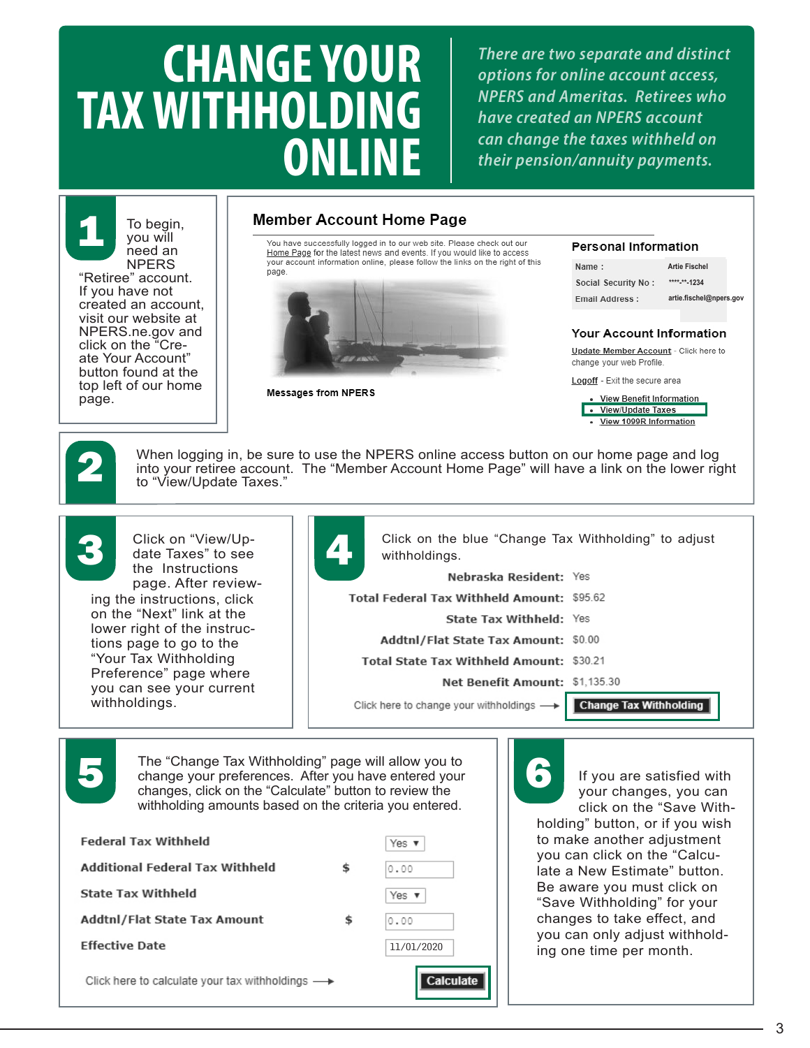# CHANGE YOUR TAX WITHHOLDING ONLINE

*There are two separate and distinct options for online account access, NPERS and Ameritas. Retirees who have created an NPERS account can change the taxes withheld on their pension/annuity payments.*

## 1

To begin, you will need an NPERS "Retiree" account. If you have not created an account, visit our website at NPERS.ne.gov and click on the "Create Your Account" button found at the top left of our home page.

### Member Account Home Page

You have successfully logged in to our web site. Please check out our Home Page for the latest news and events. If you would like to access your account information online, please follow the links on the right of this page.

Messages from NPERS

**Personal Information**

| | |
|---|---|
| Name : | Artie Fischel |
| Social Security No : | \*\*\*\*-\*\*-1234 |
| Email Address : | artie.fischel@npers.gov |

**Your Account Information**

Update Member Account - Click here to change your web Profile.

Logoff - Exit the secure area

- View Benefit Information
- View/Update Taxes
- View 1099R Information

## 2

When logging in, be sure to use the NPERS online access button on our home page and log into your retiree account. The "Member Account Home Page" will have a link on the lower right to "View/Update Taxes."

## 3

Click on "View/Update Taxes" to see the Instructions page. After reviewing the instructions, click on the "Next" link at the lower right of the instructions page to go to the "Your Tax Withholding Preference" page where you can see your current withholdings.

## 4

Click on the blue "Change Tax Withholding" to adjust withholdings.

| | |
|---|---|
| **Nebraska Resident:** | Yes |
| **Total Federal Tax Withheld Amount:** | $95.62 |
| **State Tax Withheld:** | Yes |
| **Addtnl/Flat State Tax Amount:** | $0.00 |
| **Total State Tax Withheld Amount:** | $30.21 |
| **Net Benefit Amount:** | $1,135.30 |

Click here to change your withholdings → **Change Tax Withholding**

## 5

The "Change Tax Withholding" page will allow you to change your preferences. After you have entered your changes, click on the "Calculate" button to review the withholding amounts based on the criteria you entered.

| | | |
|---|---|---|
| **Federal Tax Withheld** | | Yes |
| **Additional Federal Tax Withheld** | $ | 0.00 |
| **State Tax Withheld** | | Yes |
| **Addtnl/Flat State Tax Amount** | $ | 0.00 |
| **Effective Date** | | 11/01/2020 |

Click here to calculate your tax withholdings → **Calculate**

## 6

If you are satisfied with your changes, you can click on the "Save Withholding" button, or if you wish to make another adjustment you can click on the "Calculate a New Estimate" button. Be aware you must click on "Save Withholding" for your changes to take effect, and you can only adjust withholding one time per month.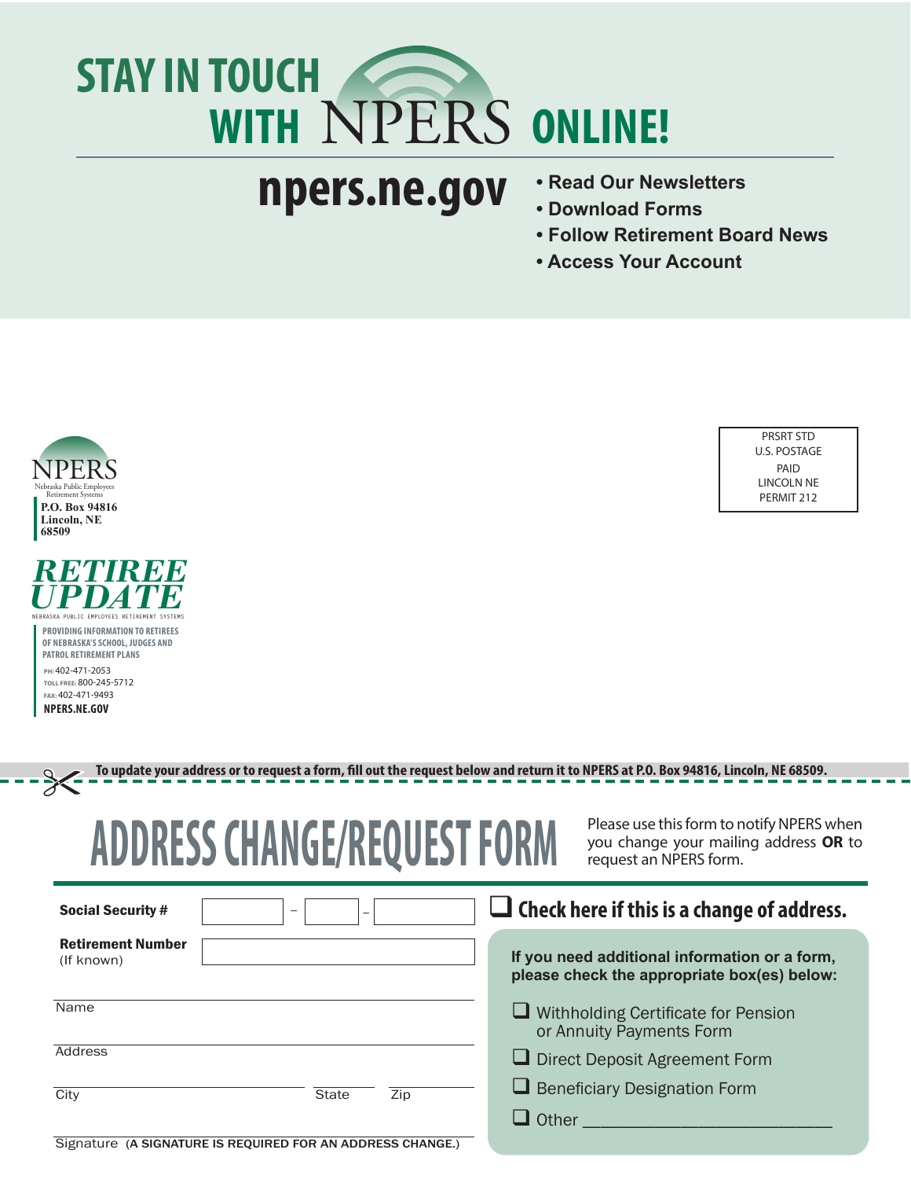# STAY IN TOUCH WITH NPERS ONLINE!

## npers.ne.gov

- Read Our Newsletters
- Download Forms
- Follow Retirement Board News
- Access Your Account

NPERS
Nebraska Public Employees Retirement Systems
P.O. Box 94816
Lincoln, NE
68509

PRSRT STD
U.S. POSTAGE
PAID
LINCOLN NE
PERMIT 212

***RETIREE UPDATE***

NEBRASKA PUBLIC EMPLOYEES RETIREMENT SYSTEMS

PROVIDING INFORMATION TO RETIREES OF NEBRASKA'S SCHOOL, JUDGES AND PATROL RETIREMENT PLANS

PH: 402-471-2053
TOLL FREE: 800-245-5712
FAX: 402-471-9493
NPERS.NE.GOV

**To update your address or to request a form, fill out the request below and return it to NPERS at P.O. Box 94816, Lincoln, NE 68509.**

# ADDRESS CHANGE/REQUEST FORM

Please use this form to notify NPERS when you change your mailing address **OR** to request an NPERS form.

**Social Security #** ______ – ______ – ______

**Retirement Number** (If known) ____________

Name ____________

Address ____________

City ____________ State ______ Zip ______

Signature (**A SIGNATURE IS REQUIRED FOR AN ADDRESS CHANGE.**) ____________

❑ **Check here if this is a change of address.**

**If you need additional information or a form, please check the appropriate box(es) below:**

- ❑ Withholding Certificate for Pension or Annuity Payments Form
- ❑ Direct Deposit Agreement Form
- ❑ Beneficiary Designation Form
- ❑ Other ____________